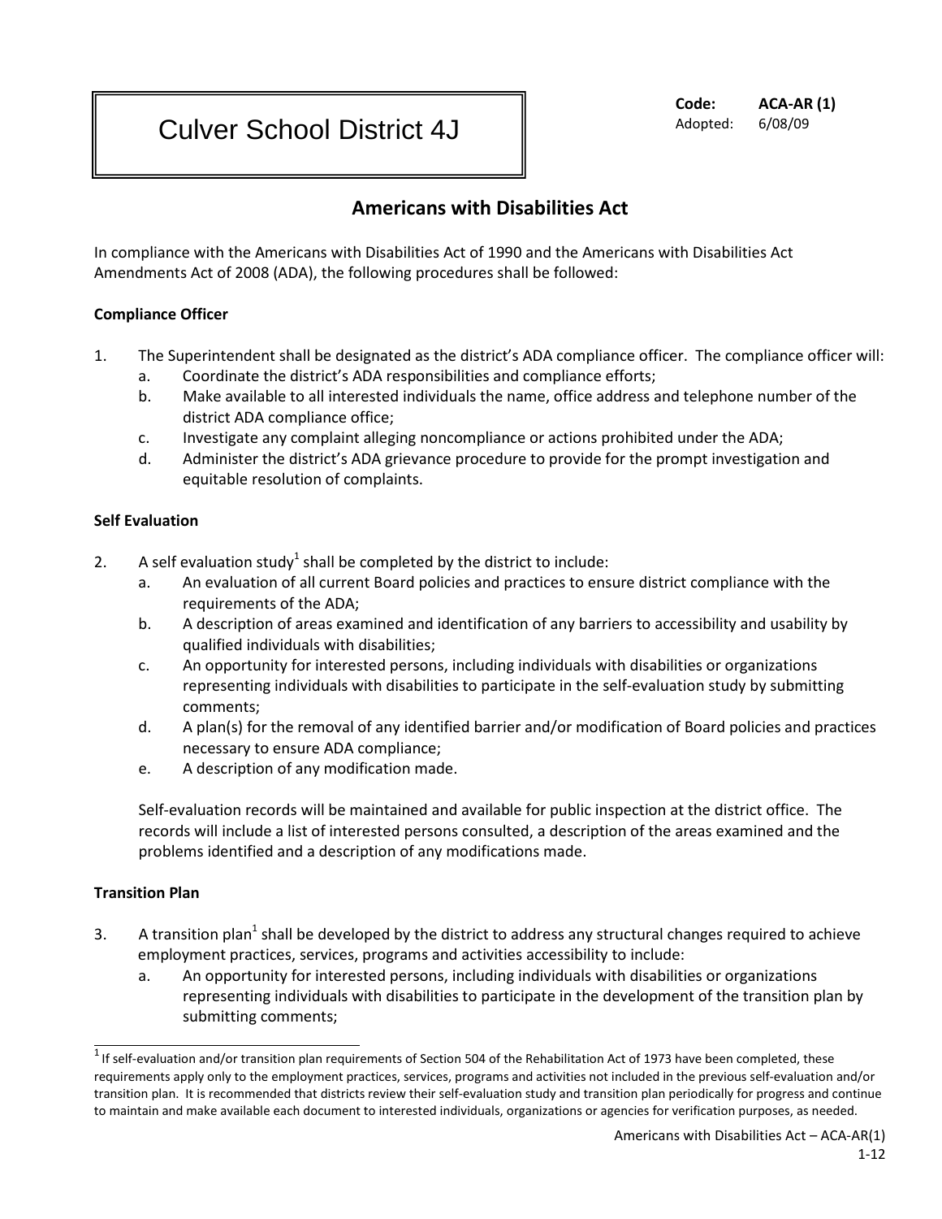# Culver School District 4J

**Code:** **ACA-AR (1)**
Adopted: 6/08/09

## Americans with Disabilities Act

In compliance with the Americans with Disabilities Act of 1990 and the Americans with Disabilities Act Amendments Act of 2008 (ADA), the following procedures shall be followed:

### Compliance Officer

1. The Superintendent shall be designated as the district's ADA compliance officer. The compliance officer will:
   a. Coordinate the district's ADA responsibilities and compliance efforts;
   b. Make available to all interested individuals the name, office address and telephone number of the district ADA compliance office;
   c. Investigate any complaint alleging noncompliance or actions prohibited under the ADA;
   d. Administer the district's ADA grievance procedure to provide for the prompt investigation and equitable resolution of complaints.

### Self Evaluation

2. A self evaluation study[1] shall be completed by the district to include:
   a. An evaluation of all current Board policies and practices to ensure district compliance with the requirements of the ADA;
   b. A description of areas examined and identification of any barriers to accessibility and usability by qualified individuals with disabilities;
   c. An opportunity for interested persons, including individuals with disabilities or organizations representing individuals with disabilities to participate in the self-evaluation study by submitting comments;
   d. A plan(s) for the removal of any identified barrier and/or modification of Board policies and practices necessary to ensure ADA compliance;
   e. A description of any modification made.

   Self-evaluation records will be maintained and available for public inspection at the district office. The records will include a list of interested persons consulted, a description of the areas examined and the problems identified and a description of any modifications made.

### Transition Plan

3. A transition plan[1] shall be developed by the district to address any structural changes required to achieve employment practices, services, programs and activities accessibility to include:
   a. An opportunity for interested persons, including individuals with disabilities or organizations representing individuals with disabilities to participate in the development of the transition plan by submitting comments;

---

[1] If self-evaluation and/or transition plan requirements of Section 504 of the Rehabilitation Act of 1973 have been completed, these requirements apply only to the employment practices, services, programs and activities not included in the previous self-evaluation and/or transition plan. It is recommended that districts review their self-evaluation study and transition plan periodically for progress and continue to maintain and make available each document to interested individuals, organizations or agencies for verification purposes, as needed.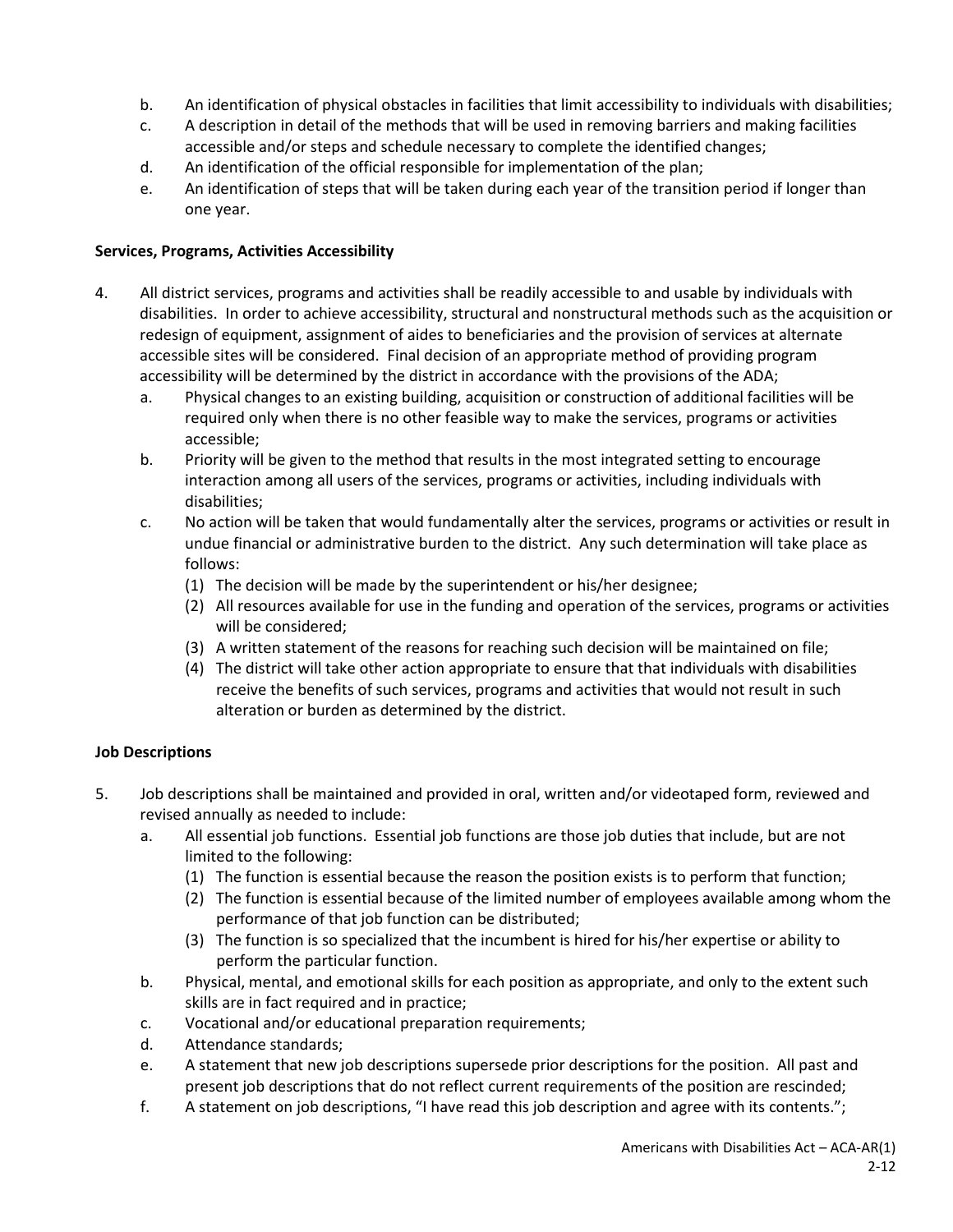b. An identification of physical obstacles in facilities that limit accessibility to individuals with disabilities;
c. A description in detail of the methods that will be used in removing barriers and making facilities accessible and/or steps and schedule necessary to complete the identified changes;
d. An identification of the official responsible for implementation of the plan;
e. An identification of steps that will be taken during each year of the transition period if longer than one year.

**Services, Programs, Activities Accessibility**

4. All district services, programs and activities shall be readily accessible to and usable by individuals with disabilities. In order to achieve accessibility, structural and nonstructural methods such as the acquisition or redesign of equipment, assignment of aides to beneficiaries and the provision of services at alternate accessible sites will be considered. Final decision of an appropriate method of providing program accessibility will be determined by the district in accordance with the provisions of the ADA;
   a. Physical changes to an existing building, acquisition or construction of additional facilities will be required only when there is no other feasible way to make the services, programs or activities accessible;
   b. Priority will be given to the method that results in the most integrated setting to encourage interaction among all users of the services, programs or activities, including individuals with disabilities;
   c. No action will be taken that would fundamentally alter the services, programs or activities or result in undue financial or administrative burden to the district. Any such determination will take place as follows:
      (1) The decision will be made by the superintendent or his/her designee;
      (2) All resources available for use in the funding and operation of the services, programs or activities will be considered;
      (3) A written statement of the reasons for reaching such decision will be maintained on file;
      (4) The district will take other action appropriate to ensure that that individuals with disabilities receive the benefits of such services, programs and activities that would not result in such alteration or burden as determined by the district.

**Job Descriptions**

5. Job descriptions shall be maintained and provided in oral, written and/or videotaped form, reviewed and revised annually as needed to include:
   a. All essential job functions. Essential job functions are those job duties that include, but are not limited to the following:
      (1) The function is essential because the reason the position exists is to perform that function;
      (2) The function is essential because of the limited number of employees available among whom the performance of that job function can be distributed;
      (3) The function is so specialized that the incumbent is hired for his/her expertise or ability to perform the particular function.
   b. Physical, mental, and emotional skills for each position as appropriate, and only to the extent such skills are in fact required and in practice;
   c. Vocational and/or educational preparation requirements;
   d. Attendance standards;
   e. A statement that new job descriptions supersede prior descriptions for the position. All past and present job descriptions that do not reflect current requirements of the position are rescinded;
   f. A statement on job descriptions, "I have read this job description and agree with its contents.";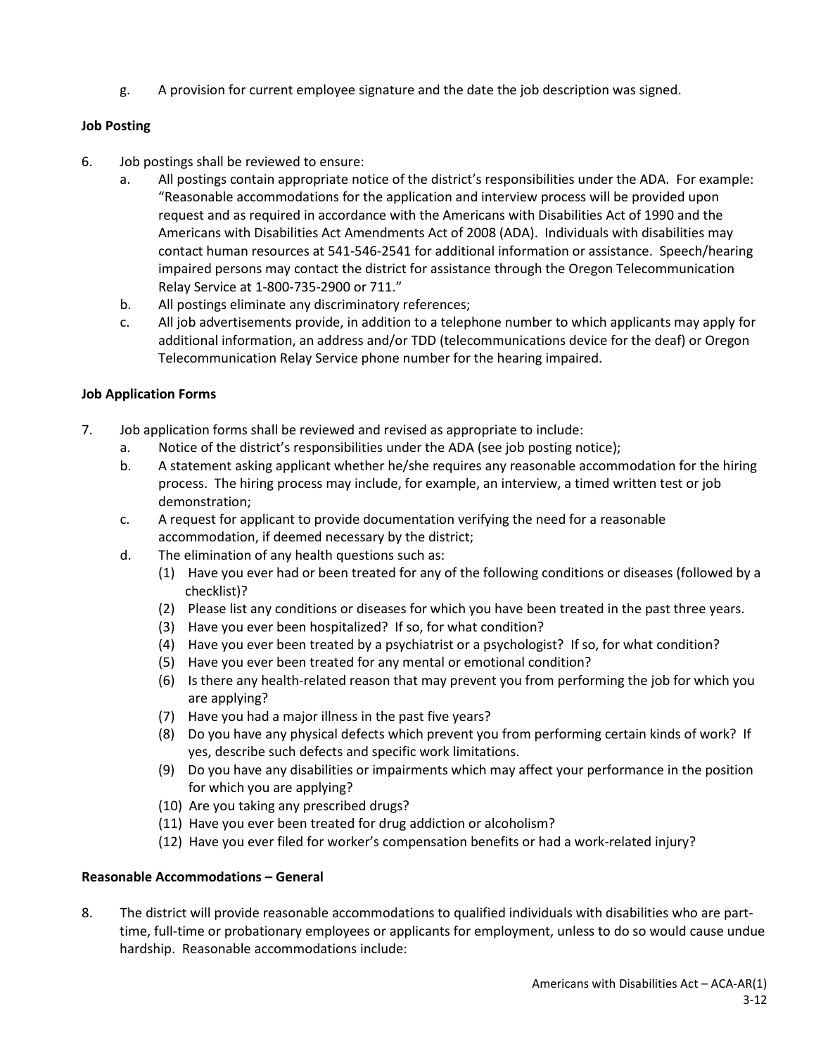g. A provision for current employee signature and the date the job description was signed.

**Job Posting**

6. Job postings shall be reviewed to ensure:
   a. All postings contain appropriate notice of the district's responsibilities under the ADA. For example: "Reasonable accommodations for the application and interview process will be provided upon request and as required in accordance with the Americans with Disabilities Act of 1990 and the Americans with Disabilities Act Amendments Act of 2008 (ADA). Individuals with disabilities may contact human resources at 541-546-2541 for additional information or assistance. Speech/hearing impaired persons may contact the district for assistance through the Oregon Telecommunication Relay Service at 1-800-735-2900 or 711."
   b. All postings eliminate any discriminatory references;
   c. All job advertisements provide, in addition to a telephone number to which applicants may apply for additional information, an address and/or TDD (telecommunications device for the deaf) or Oregon Telecommunication Relay Service phone number for the hearing impaired.

**Job Application Forms**

7. Job application forms shall be reviewed and revised as appropriate to include:
   a. Notice of the district's responsibilities under the ADA (see job posting notice);
   b. A statement asking applicant whether he/she requires any reasonable accommodation for the hiring process. The hiring process may include, for example, an interview, a timed written test or job demonstration;
   c. A request for applicant to provide documentation verifying the need for a reasonable accommodation, if deemed necessary by the district;
   d. The elimination of any health questions such as:
      (1) Have you ever had or been treated for any of the following conditions or diseases (followed by a checklist)?
      (2) Please list any conditions or diseases for which you have been treated in the past three years.
      (3) Have you ever been hospitalized? If so, for what condition?
      (4) Have you ever been treated by a psychiatrist or a psychologist? If so, for what condition?
      (5) Have you ever been treated for any mental or emotional condition?
      (6) Is there any health-related reason that may prevent you from performing the job for which you are applying?
      (7) Have you had a major illness in the past five years?
      (8) Do you have any physical defects which prevent you from performing certain kinds of work? If yes, describe such defects and specific work limitations.
      (9) Do you have any disabilities or impairments which may affect your performance in the position for which you are applying?
      (10) Are you taking any prescribed drugs?
      (11) Have you ever been treated for drug addiction or alcoholism?
      (12) Have you ever filed for worker's compensation benefits or had a work-related injury?

**Reasonable Accommodations – General**

8. The district will provide reasonable accommodations to qualified individuals with disabilities who are part-time, full-time or probationary employees or applicants for employment, unless to do so would cause undue hardship. Reasonable accommodations include: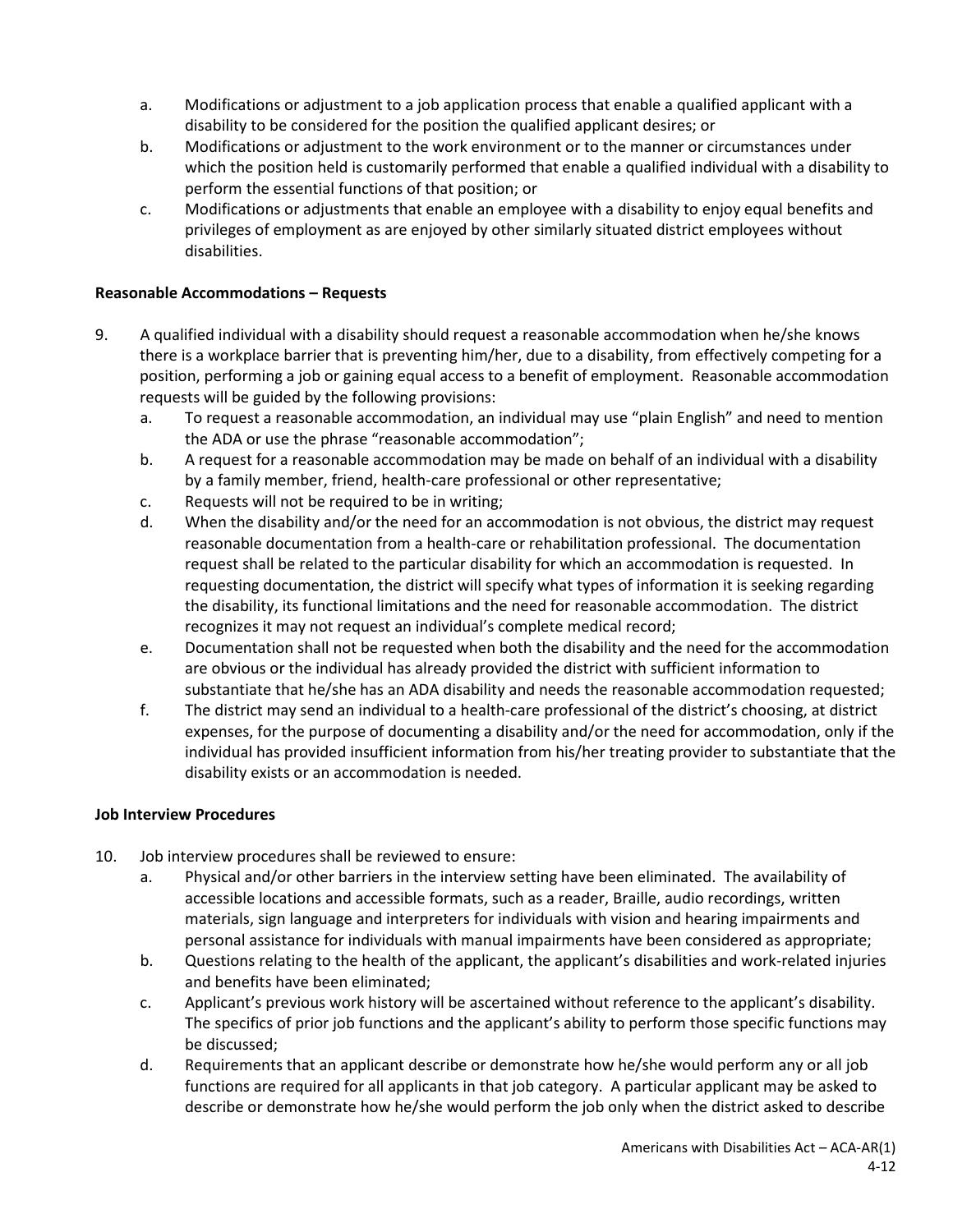a. Modifications or adjustment to a job application process that enable a qualified applicant with a disability to be considered for the position the qualified applicant desires; or
b. Modifications or adjustment to the work environment or to the manner or circumstances under which the position held is customarily performed that enable a qualified individual with a disability to perform the essential functions of that position; or
c. Modifications or adjustments that enable an employee with a disability to enjoy equal benefits and privileges of employment as are enjoyed by other similarly situated district employees without disabilities.

**Reasonable Accommodations – Requests**

9. A qualified individual with a disability should request a reasonable accommodation when he/she knows there is a workplace barrier that is preventing him/her, due to a disability, from effectively competing for a position, performing a job or gaining equal access to a benefit of employment. Reasonable accommodation requests will be guided by the following provisions:
   a. To request a reasonable accommodation, an individual may use "plain English" and need to mention the ADA or use the phrase "reasonable accommodation";
   b. A request for a reasonable accommodation may be made on behalf of an individual with a disability by a family member, friend, health-care professional or other representative;
   c. Requests will not be required to be in writing;
   d. When the disability and/or the need for an accommodation is not obvious, the district may request reasonable documentation from a health-care or rehabilitation professional. The documentation request shall be related to the particular disability for which an accommodation is requested. In requesting documentation, the district will specify what types of information it is seeking regarding the disability, its functional limitations and the need for reasonable accommodation. The district recognizes it may not request an individual's complete medical record;
   e. Documentation shall not be requested when both the disability and the need for the accommodation are obvious or the individual has already provided the district with sufficient information to substantiate that he/she has an ADA disability and needs the reasonable accommodation requested;
   f. The district may send an individual to a health-care professional of the district's choosing, at district expenses, for the purpose of documenting a disability and/or the need for accommodation, only if the individual has provided insufficient information from his/her treating provider to substantiate that the disability exists or an accommodation is needed.

**Job Interview Procedures**

10. Job interview procedures shall be reviewed to ensure:
    a. Physical and/or other barriers in the interview setting have been eliminated. The availability of accessible locations and accessible formats, such as a reader, Braille, audio recordings, written materials, sign language and interpreters for individuals with vision and hearing impairments and personal assistance for individuals with manual impairments have been considered as appropriate;
    b. Questions relating to the health of the applicant, the applicant's disabilities and work-related injuries and benefits have been eliminated;
    c. Applicant's previous work history will be ascertained without reference to the applicant's disability. The specifics of prior job functions and the applicant's ability to perform those specific functions may be discussed;
    d. Requirements that an applicant describe or demonstrate how he/she would perform any or all job functions are required for all applicants in that job category. A particular applicant may be asked to describe or demonstrate how he/she would perform the job only when the district asked to describe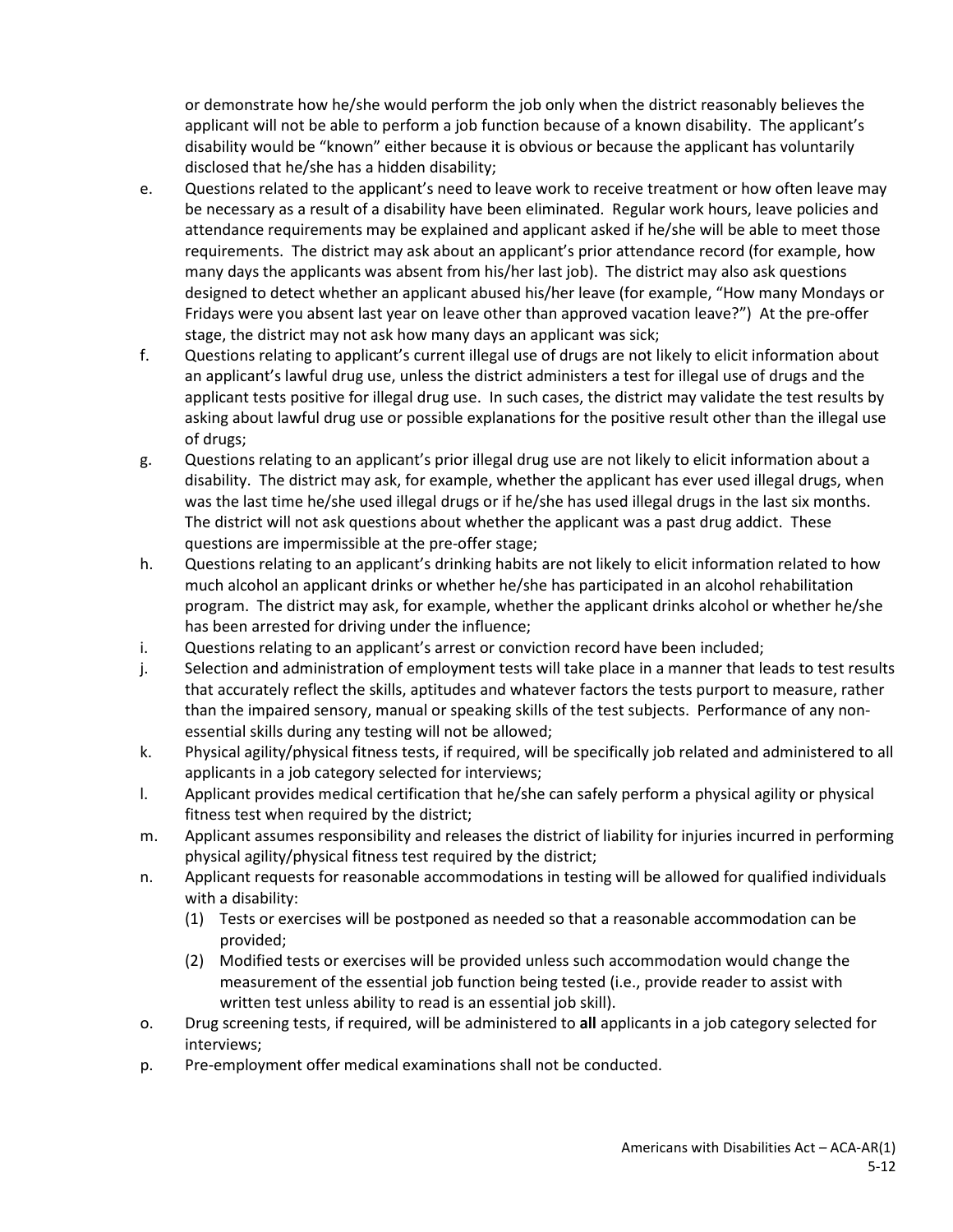or demonstrate how he/she would perform the job only when the district reasonably believes the applicant will not be able to perform a job function because of a known disability. The applicant's disability would be "known" either because it is obvious or because the applicant has voluntarily disclosed that he/she has a hidden disability;

e. Questions related to the applicant's need to leave work to receive treatment or how often leave may be necessary as a result of a disability have been eliminated. Regular work hours, leave policies and attendance requirements may be explained and applicant asked if he/she will be able to meet those requirements. The district may ask about an applicant's prior attendance record (for example, how many days the applicants was absent from his/her last job). The district may also ask questions designed to detect whether an applicant abused his/her leave (for example, "How many Mondays or Fridays were you absent last year on leave other than approved vacation leave?") At the pre-offer stage, the district may not ask how many days an applicant was sick;

f. Questions relating to applicant's current illegal use of drugs are not likely to elicit information about an applicant's lawful drug use, unless the district administers a test for illegal use of drugs and the applicant tests positive for illegal drug use. In such cases, the district may validate the test results by asking about lawful drug use or possible explanations for the positive result other than the illegal use of drugs;

g. Questions relating to an applicant's prior illegal drug use are not likely to elicit information about a disability. The district may ask, for example, whether the applicant has ever used illegal drugs, when was the last time he/she used illegal drugs or if he/she has used illegal drugs in the last six months. The district will not ask questions about whether the applicant was a past drug addict. These questions are impermissible at the pre-offer stage;

h. Questions relating to an applicant's drinking habits are not likely to elicit information related to how much alcohol an applicant drinks or whether he/she has participated in an alcohol rehabilitation program. The district may ask, for example, whether the applicant drinks alcohol or whether he/she has been arrested for driving under the influence;

i. Questions relating to an applicant's arrest or conviction record have been included;

j. Selection and administration of employment tests will take place in a manner that leads to test results that accurately reflect the skills, aptitudes and whatever factors the tests purport to measure, rather than the impaired sensory, manual or speaking skills of the test subjects. Performance of any non-essential skills during any testing will not be allowed;

k. Physical agility/physical fitness tests, if required, will be specifically job related and administered to all applicants in a job category selected for interviews;

l. Applicant provides medical certification that he/she can safely perform a physical agility or physical fitness test when required by the district;

m. Applicant assumes responsibility and releases the district of liability for injuries incurred in performing physical agility/physical fitness test required by the district;

n. Applicant requests for reasonable accommodations in testing will be allowed for qualified individuals with a disability:
   (1) Tests or exercises will be postponed as needed so that a reasonable accommodation can be provided;
   (2) Modified tests or exercises will be provided unless such accommodation would change the measurement of the essential job function being tested (i.e., provide reader to assist with written test unless ability to read is an essential job skill).

o. Drug screening tests, if required, will be administered to **all** applicants in a job category selected for interviews;

p. Pre-employment offer medical examinations shall not be conducted.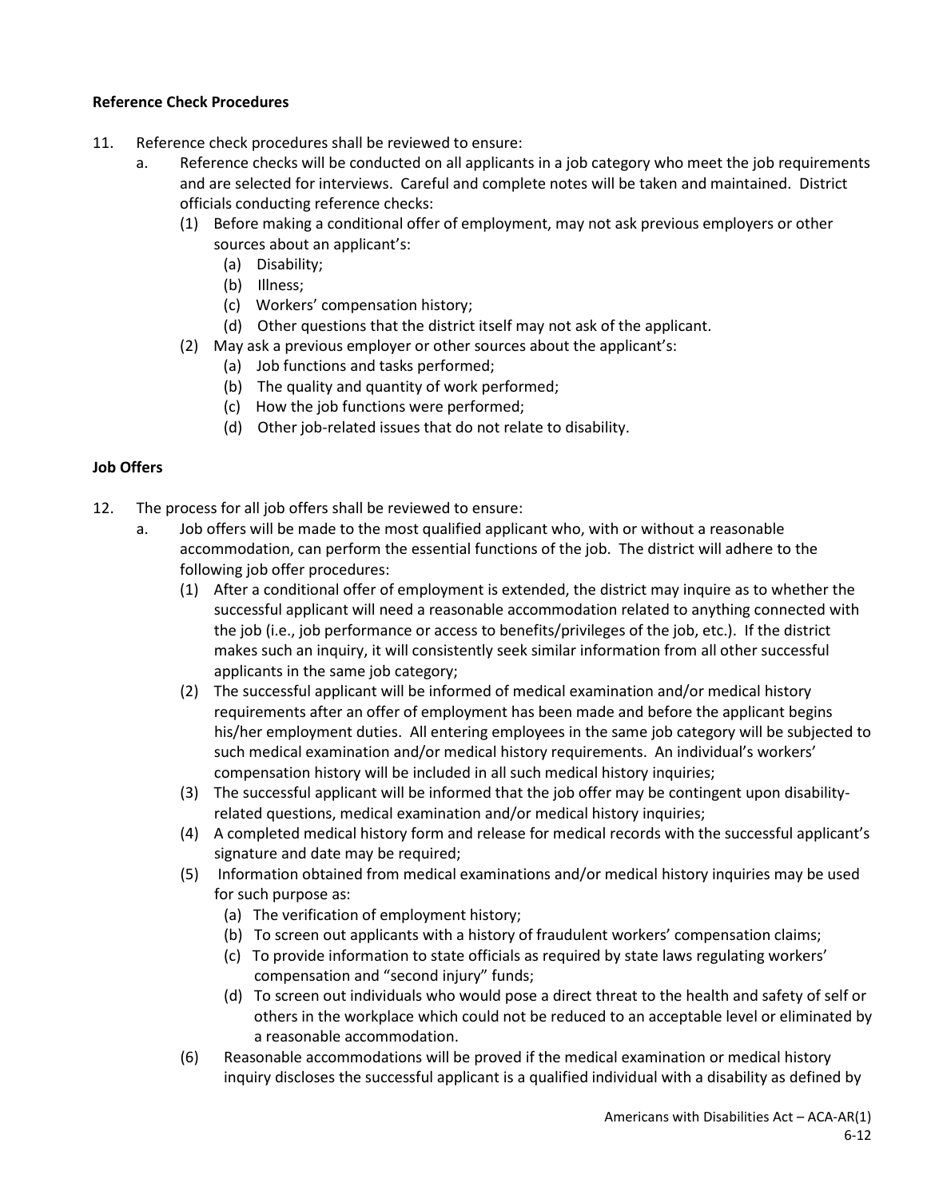**Reference Check Procedures**

11. Reference check procedures shall be reviewed to ensure:
    a. Reference checks will be conducted on all applicants in a job category who meet the job requirements and are selected for interviews. Careful and complete notes will be taken and maintained. District officials conducting reference checks:
        (1) Before making a conditional offer of employment, may not ask previous employers or other sources about an applicant's:
            (a) Disability;
            (b) Illness;
            (c) Workers' compensation history;
            (d) Other questions that the district itself may not ask of the applicant.
        (2) May ask a previous employer or other sources about the applicant's:
            (a) Job functions and tasks performed;
            (b) The quality and quantity of work performed;
            (c) How the job functions were performed;
            (d) Other job-related issues that do not relate to disability.

**Job Offers**

12. The process for all job offers shall be reviewed to ensure:
    a. Job offers will be made to the most qualified applicant who, with or without a reasonable accommodation, can perform the essential functions of the job. The district will adhere to the following job offer procedures:
        (1) After a conditional offer of employment is extended, the district may inquire as to whether the successful applicant will need a reasonable accommodation related to anything connected with the job (i.e., job performance or access to benefits/privileges of the job, etc.). If the district makes such an inquiry, it will consistently seek similar information from all other successful applicants in the same job category;
        (2) The successful applicant will be informed of medical examination and/or medical history requirements after an offer of employment has been made and before the applicant begins his/her employment duties. All entering employees in the same job category will be subjected to such medical examination and/or medical history requirements. An individual's workers' compensation history will be included in all such medical history inquiries;
        (3) The successful applicant will be informed that the job offer may be contingent upon disability-related questions, medical examination and/or medical history inquiries;
        (4) A completed medical history form and release for medical records with the successful applicant's signature and date may be required;
        (5) Information obtained from medical examinations and/or medical history inquiries may be used for such purpose as:
            (a) The verification of employment history;
            (b) To screen out applicants with a history of fraudulent workers' compensation claims;
            (c) To provide information to state officials as required by state laws regulating workers' compensation and "second injury" funds;
            (d) To screen out individuals who would pose a direct threat to the health and safety of self or others in the workplace which could not be reduced to an acceptable level or eliminated by a reasonable accommodation.
        (6) Reasonable accommodations will be proved if the medical examination or medical history inquiry discloses the successful applicant is a qualified individual with a disability as defined by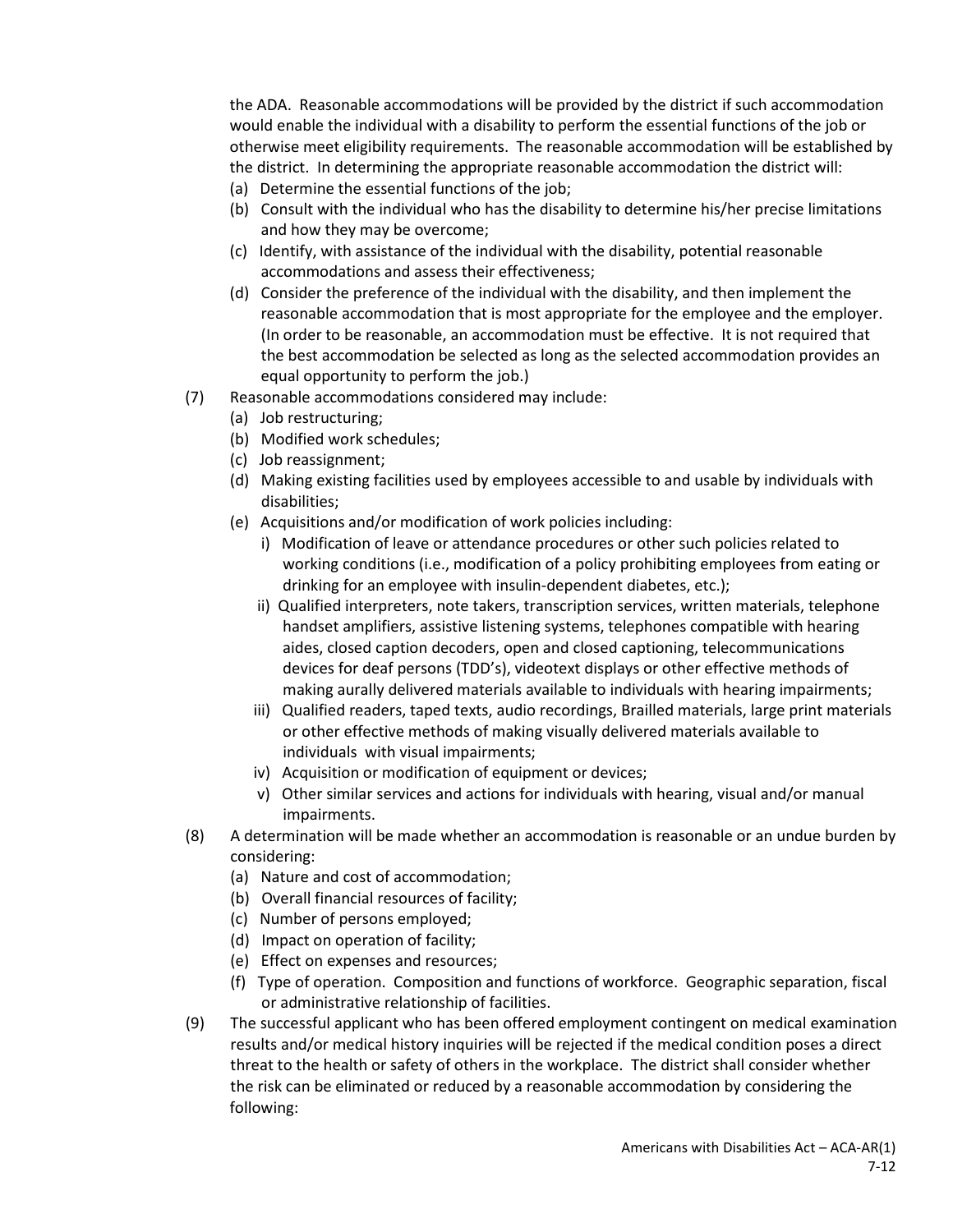the ADA. Reasonable accommodations will be provided by the district if such accommodation would enable the individual with a disability to perform the essential functions of the job or otherwise meet eligibility requirements. The reasonable accommodation will be established by the district. In determining the appropriate reasonable accommodation the district will:

(a) Determine the essential functions of the job;
(b) Consult with the individual who has the disability to determine his/her precise limitations and how they may be overcome;
(c) Identify, with assistance of the individual with the disability, potential reasonable accommodations and assess their effectiveness;
(d) Consider the preference of the individual with the disability, and then implement the reasonable accommodation that is most appropriate for the employee and the employer. (In order to be reasonable, an accommodation must be effective. It is not required that the best accommodation be selected as long as the selected accommodation provides an equal opportunity to perform the job.)

(7) Reasonable accommodations considered may include:
  (a) Job restructuring;
  (b) Modified work schedules;
  (c) Job reassignment;
  (d) Making existing facilities used by employees accessible to and usable by individuals with disabilities;
  (e) Acquisitions and/or modification of work policies including:
    i) Modification of leave or attendance procedures or other such policies related to working conditions (i.e., modification of a policy prohibiting employees from eating or drinking for an employee with insulin-dependent diabetes, etc.);
    ii) Qualified interpreters, note takers, transcription services, written materials, telephone handset amplifiers, assistive listening systems, telephones compatible with hearing aides, closed caption decoders, open and closed captioning, telecommunications devices for deaf persons (TDD's), videotext displays or other effective methods of making aurally delivered materials available to individuals with hearing impairments;
    iii) Qualified readers, taped texts, audio recordings, Brailled materials, large print materials or other effective methods of making visually delivered materials available to individuals with visual impairments;
    iv) Acquisition or modification of equipment or devices;
    v) Other similar services and actions for individuals with hearing, visual and/or manual impairments.

(8) A determination will be made whether an accommodation is reasonable or an undue burden by considering:
  (a) Nature and cost of accommodation;
  (b) Overall financial resources of facility;
  (c) Number of persons employed;
  (d) Impact on operation of facility;
  (e) Effect on expenses and resources;
  (f) Type of operation. Composition and functions of workforce. Geographic separation, fiscal or administrative relationship of facilities.

(9) The successful applicant who has been offered employment contingent on medical examination results and/or medical history inquiries will be rejected if the medical condition poses a direct threat to the health or safety of others in the workplace. The district shall consider whether the risk can be eliminated or reduced by a reasonable accommodation by considering the following: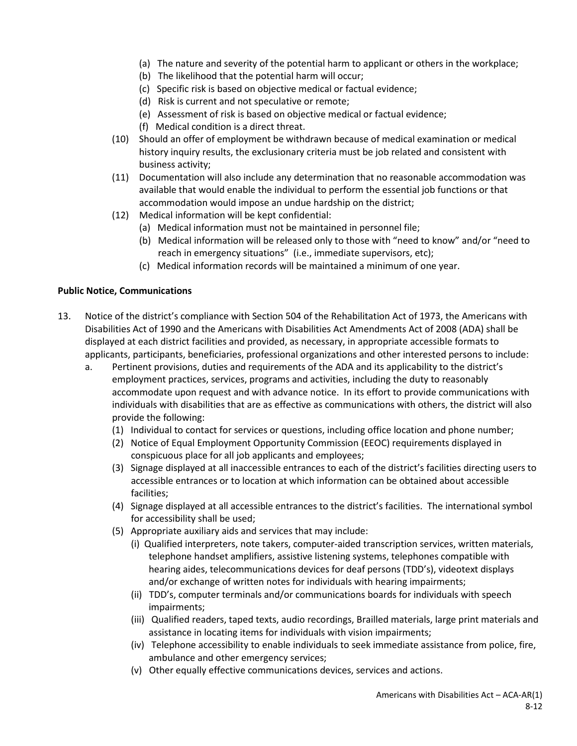(a) The nature and severity of the potential harm to applicant or others in the workplace;
    (b) The likelihood that the potential harm will occur;
    (c) Specific risk is based on objective medical or factual evidence;
    (d) Risk is current and not speculative or remote;
    (e) Assessment of risk is based on objective medical or factual evidence;
    (f) Medical condition is a direct threat.

(10) Should an offer of employment be withdrawn because of medical examination or medical history inquiry results, the exclusionary criteria must be job related and consistent with business activity;

(11) Documentation will also include any determination that no reasonable accommodation was available that would enable the individual to perform the essential job functions or that accommodation would impose an undue hardship on the district;

(12) Medical information will be kept confidential:
    (a) Medical information must not be maintained in personnel file;
    (b) Medical information will be released only to those with "need to know" and/or "need to reach in emergency situations" (i.e., immediate supervisors, etc);
    (c) Medical information records will be maintained a minimum of one year.

**Public Notice, Communications**

13. Notice of the district's compliance with Section 504 of the Rehabilitation Act of 1973, the Americans with Disabilities Act of 1990 and the Americans with Disabilities Act Amendments Act of 2008 (ADA) shall be displayed at each district facilities and provided, as necessary, in appropriate accessible formats to applicants, participants, beneficiaries, professional organizations and other interested persons to include:

    a. Pertinent provisions, duties and requirements of the ADA and its applicability to the district's employment practices, services, programs and activities, including the duty to reasonably accommodate upon request and with advance notice. In its effort to provide communications with individuals with disabilities that are as effective as communications with others, the district will also provide the following:
        (1) Individual to contact for services or questions, including office location and phone number;
        (2) Notice of Equal Employment Opportunity Commission (EEOC) requirements displayed in conspicuous place for all job applicants and employees;
        (3) Signage displayed at all inaccessible entrances to each of the district's facilities directing users to accessible entrances or to location at which information can be obtained about accessible facilities;
        (4) Signage displayed at all accessible entrances to the district's facilities. The international symbol for accessibility shall be used;
        (5) Appropriate auxiliary aids and services that may include:
            (i) Qualified interpreters, note takers, computer-aided transcription services, written materials, telephone handset amplifiers, assistive listening systems, telephones compatible with hearing aides, telecommunications devices for deaf persons (TDD's), videotext displays and/or exchange of written notes for individuals with hearing impairments;
            (ii) TDD's, computer terminals and/or communications boards for individuals with speech impairments;
            (iii) Qualified readers, taped texts, audio recordings, Brailled materials, large print materials and assistance in locating items for individuals with vision impairments;
            (iv) Telephone accessibility to enable individuals to seek immediate assistance from police, fire, ambulance and other emergency services;
            (v) Other equally effective communications devices, services and actions.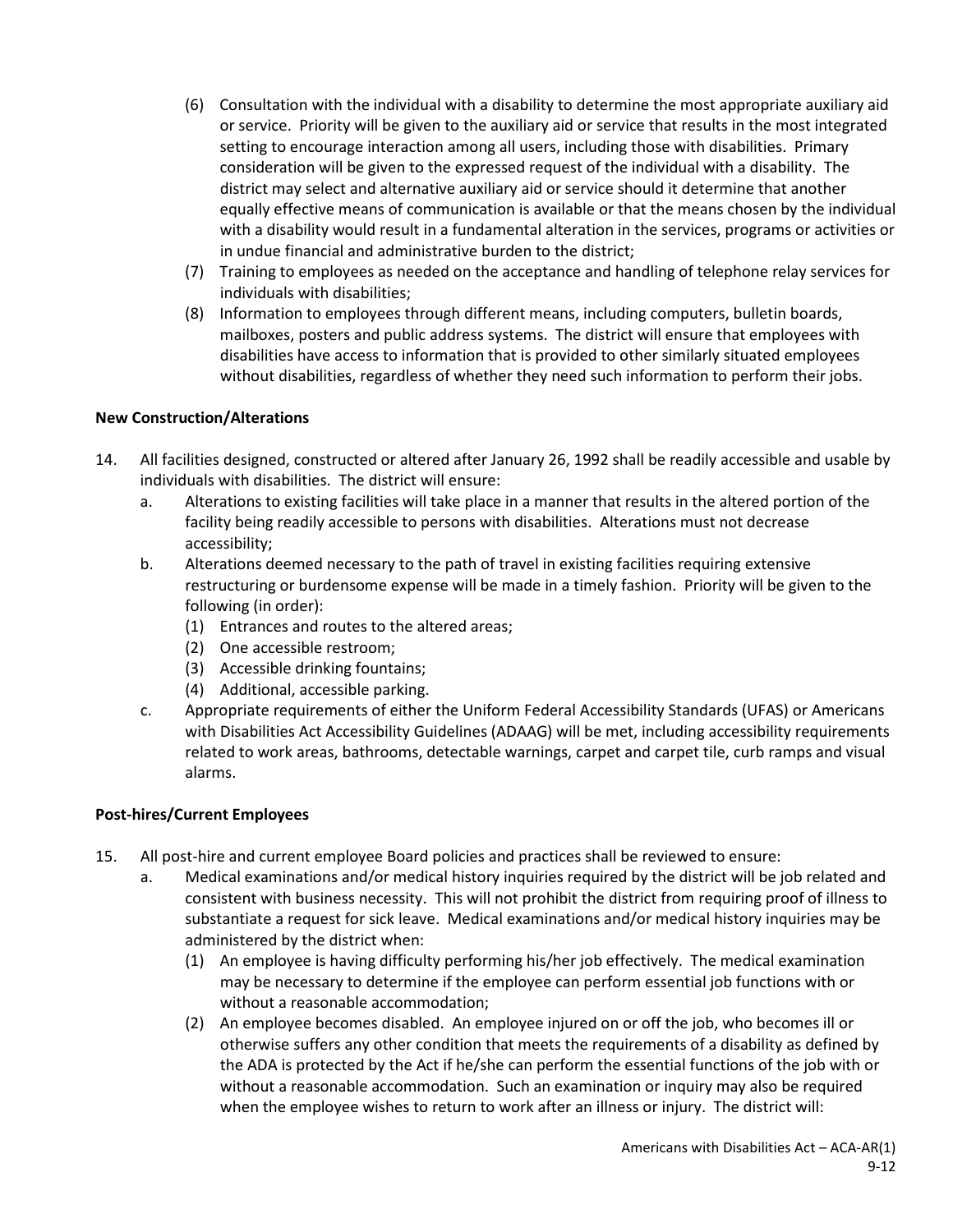(6) Consultation with the individual with a disability to determine the most appropriate auxiliary aid or service. Priority will be given to the auxiliary aid or service that results in the most integrated setting to encourage interaction among all users, including those with disabilities. Primary consideration will be given to the expressed request of the individual with a disability. The district may select and alternative auxiliary aid or service should it determine that another equally effective means of communication is available or that the means chosen by the individual with a disability would result in a fundamental alteration in the services, programs or activities or in undue financial and administrative burden to the district;

(7) Training to employees as needed on the acceptance and handling of telephone relay services for individuals with disabilities;

(8) Information to employees through different means, including computers, bulletin boards, mailboxes, posters and public address systems. The district will ensure that employees with disabilities have access to information that is provided to other similarly situated employees without disabilities, regardless of whether they need such information to perform their jobs.

**New Construction/Alterations**

14. All facilities designed, constructed or altered after January 26, 1992 shall be readily accessible and usable by individuals with disabilities. The district will ensure:
    a. Alterations to existing facilities will take place in a manner that results in the altered portion of the facility being readily accessible to persons with disabilities. Alterations must not decrease accessibility;
    b. Alterations deemed necessary to the path of travel in existing facilities requiring extensive restructuring or burdensome expense will be made in a timely fashion. Priority will be given to the following (in order):
        (1) Entrances and routes to the altered areas;
        (2) One accessible restroom;
        (3) Accessible drinking fountains;
        (4) Additional, accessible parking.
    c. Appropriate requirements of either the Uniform Federal Accessibility Standards (UFAS) or Americans with Disabilities Act Accessibility Guidelines (ADAAG) will be met, including accessibility requirements related to work areas, bathrooms, detectable warnings, carpet and carpet tile, curb ramps and visual alarms.

**Post-hires/Current Employees**

15. All post-hire and current employee Board policies and practices shall be reviewed to ensure:
    a. Medical examinations and/or medical history inquiries required by the district will be job related and consistent with business necessity. This will not prohibit the district from requiring proof of illness to substantiate a request for sick leave. Medical examinations and/or medical history inquiries may be administered by the district when:
        (1) An employee is having difficulty performing his/her job effectively. The medical examination may be necessary to determine if the employee can perform essential job functions with or without a reasonable accommodation;
        (2) An employee becomes disabled. An employee injured on or off the job, who becomes ill or otherwise suffers any other condition that meets the requirements of a disability as defined by the ADA is protected by the Act if he/she can perform the essential functions of the job with or without a reasonable accommodation. Such an examination or inquiry may also be required when the employee wishes to return to work after an illness or injury. The district will: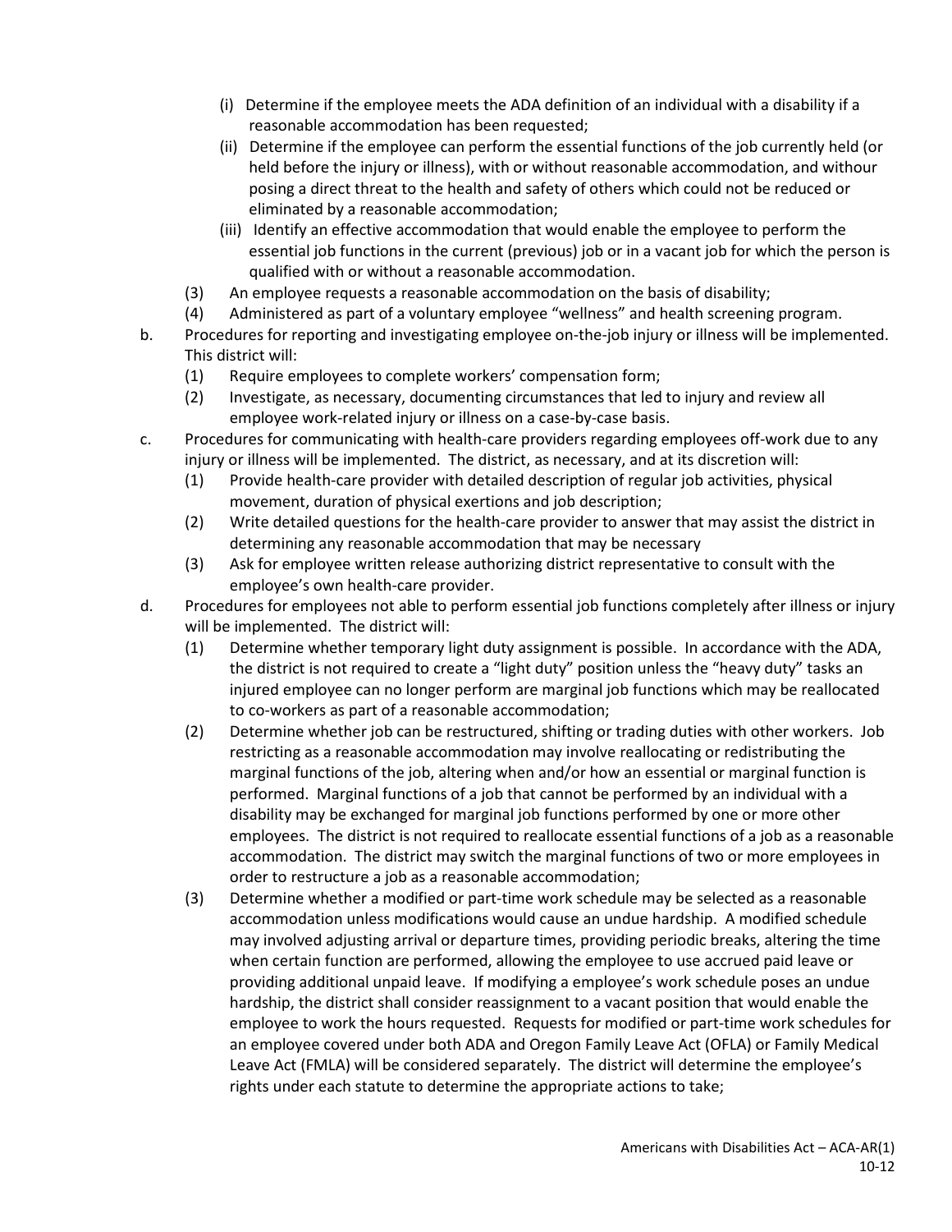- (i) Determine if the employee meets the ADA definition of an individual with a disability if a reasonable accommodation has been requested;
   - (ii) Determine if the employee can perform the essential functions of the job currently held (or held before the injury or illness), with or without reasonable accommodation, and withour posing a direct threat to the health and safety of others which could not be reduced or eliminated by a reasonable accommodation;
   - (iii) Identify an effective accommodation that would enable the employee to perform the essential job functions in the current (previous) job or in a vacant job for which the person is qualified with or without a reasonable accommodation.
- (3) An employee requests a reasonable accommodation on the basis of disability;
- (4) Administered as part of a voluntary employee "wellness" and health screening program.

b. Procedures for reporting and investigating employee on-the-job injury or illness will be implemented. This district will:
   - (1) Require employees to complete workers' compensation form;
   - (2) Investigate, as necessary, documenting circumstances that led to injury and review all employee work-related injury or illness on a case-by-case basis.

c. Procedures for communicating with health-care providers regarding employees off-work due to any injury or illness will be implemented. The district, as necessary, and at its discretion will:
   - (1) Provide health-care provider with detailed description of regular job activities, physical movement, duration of physical exertions and job description;
   - (2) Write detailed questions for the health-care provider to answer that may assist the district in determining any reasonable accommodation that may be necessary
   - (3) Ask for employee written release authorizing district representative to consult with the employee's own health-care provider.

d. Procedures for employees not able to perform essential job functions completely after illness or injury will be implemented. The district will:
   - (1) Determine whether temporary light duty assignment is possible. In accordance with the ADA, the district is not required to create a "light duty" position unless the "heavy duty" tasks an injured employee can no longer perform are marginal job functions which may be reallocated to co-workers as part of a reasonable accommodation;
   - (2) Determine whether job can be restructured, shifting or trading duties with other workers. Job restricting as a reasonable accommodation may involve reallocating or redistributing the marginal functions of the job, altering when and/or how an essential or marginal function is performed. Marginal functions of a job that cannot be performed by an individual with a disability may be exchanged for marginal job functions performed by one or more other employees. The district is not required to reallocate essential functions of a job as a reasonable accommodation. The district may switch the marginal functions of two or more employees in order to restructure a job as a reasonable accommodation;
   - (3) Determine whether a modified or part-time work schedule may be selected as a reasonable accommodation unless modifications would cause an undue hardship. A modified schedule may involved adjusting arrival or departure times, providing periodic breaks, altering the time when certain function are performed, allowing the employee to use accrued paid leave or providing additional unpaid leave. If modifying a employee's work schedule poses an undue hardship, the district shall consider reassignment to a vacant position that would enable the employee to work the hours requested. Requests for modified or part-time work schedules for an employee covered under both ADA and Oregon Family Leave Act (OFLA) or Family Medical Leave Act (FMLA) will be considered separately. The district will determine the employee's rights under each statute to determine the appropriate actions to take;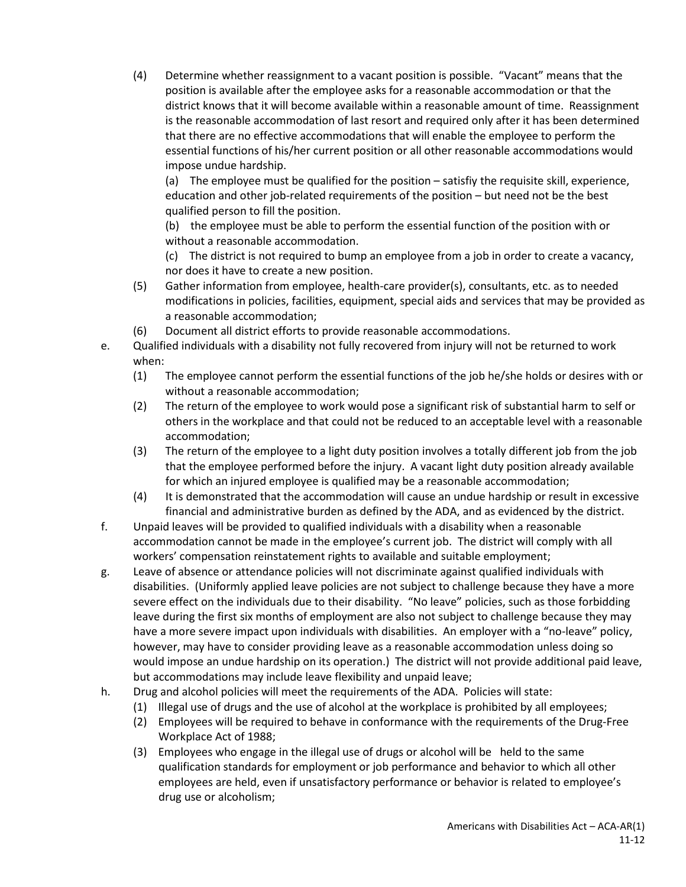(4) Determine whether reassignment to a vacant position is possible. "Vacant" means that the position is available after the employee asks for a reasonable accommodation or that the district knows that it will become available within a reasonable amount of time. Reassignment is the reasonable accommodation of last resort and required only after it has been determined that there are no effective accommodations that will enable the employee to perform the essential functions of his/her current position or all other reasonable accommodations would impose undue hardship.

(a) The employee must be qualified for the position – satisfiy the requisite skill, experience, education and other job-related requirements of the position – but need not be the best qualified person to fill the position.

(b) the employee must be able to perform the essential function of the position with or without a reasonable accommodation.

(c) The district is not required to bump an employee from a job in order to create a vacancy, nor does it have to create a new position.

(5) Gather information from employee, health-care provider(s), consultants, etc. as to needed modifications in policies, facilities, equipment, special aids and services that may be provided as a reasonable accommodation;

(6) Document all district efforts to provide reasonable accommodations.

e. Qualified individuals with a disability not fully recovered from injury will not be returned to work when:

(1) The employee cannot perform the essential functions of the job he/she holds or desires with or without a reasonable accommodation;

(2) The return of the employee to work would pose a significant risk of substantial harm to self or others in the workplace and that could not be reduced to an acceptable level with a reasonable accommodation;

(3) The return of the employee to a light duty position involves a totally different job from the job that the employee performed before the injury. A vacant light duty position already available for which an injured employee is qualified may be a reasonable accommodation;

(4) It is demonstrated that the accommodation will cause an undue hardship or result in excessive financial and administrative burden as defined by the ADA, and as evidenced by the district.

f. Unpaid leaves will be provided to qualified individuals with a disability when a reasonable accommodation cannot be made in the employee's current job. The district will comply with all workers' compensation reinstatement rights to available and suitable employment;

g. Leave of absence or attendance policies will not discriminate against qualified individuals with disabilities. (Uniformly applied leave policies are not subject to challenge because they have a more severe effect on the individuals due to their disability. "No leave" policies, such as those forbidding leave during the first six months of employment are also not subject to challenge because they may have a more severe impact upon individuals with disabilities. An employer with a "no-leave" policy, however, may have to consider providing leave as a reasonable accommodation unless doing so would impose an undue hardship on its operation.) The district will not provide additional paid leave, but accommodations may include leave flexibility and unpaid leave;

h. Drug and alcohol policies will meet the requirements of the ADA. Policies will state:

(1) Illegal use of drugs and the use of alcohol at the workplace is prohibited by all employees;

(2) Employees will be required to behave in conformance with the requirements of the Drug-Free Workplace Act of 1988;

(3) Employees who engage in the illegal use of drugs or alcohol will be held to the same qualification standards for employment or job performance and behavior to which all other employees are held, even if unsatisfactory performance or behavior is related to employee's drug use or alcoholism;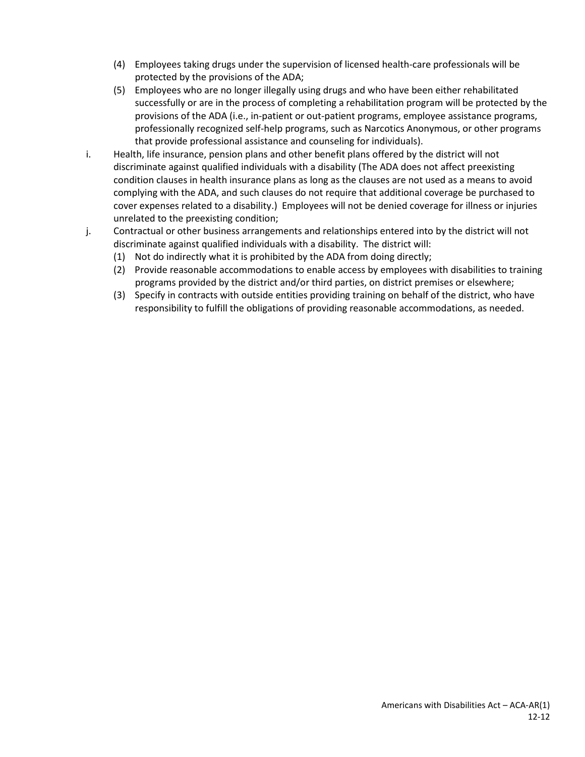(4) Employees taking drugs under the supervision of licensed health-care professionals will be protected by the provisions of the ADA;

(5) Employees who are no longer illegally using drugs and who have been either rehabilitated successfully or are in the process of completing a rehabilitation program will be protected by the provisions of the ADA (i.e., in-patient or out-patient programs, employee assistance programs, professionally recognized self-help programs, such as Narcotics Anonymous, or other programs that provide professional assistance and counseling for individuals).

i. Health, life insurance, pension plans and other benefit plans offered by the district will not discriminate against qualified individuals with a disability (The ADA does not affect preexisting condition clauses in health insurance plans as long as the clauses are not used as a means to avoid complying with the ADA, and such clauses do not require that additional coverage be purchased to cover expenses related to a disability.) Employees will not be denied coverage for illness or injuries unrelated to the preexisting condition;

j. Contractual or other business arrangements and relationships entered into by the district will not discriminate against qualified individuals with a disability. The district will:

(1) Not do indirectly what it is prohibited by the ADA from doing directly;

(2) Provide reasonable accommodations to enable access by employees with disabilities to training programs provided by the district and/or third parties, on district premises or elsewhere;

(3) Specify in contracts with outside entities providing training on behalf of the district, who have responsibility to fulfill the obligations of providing reasonable accommodations, as needed.